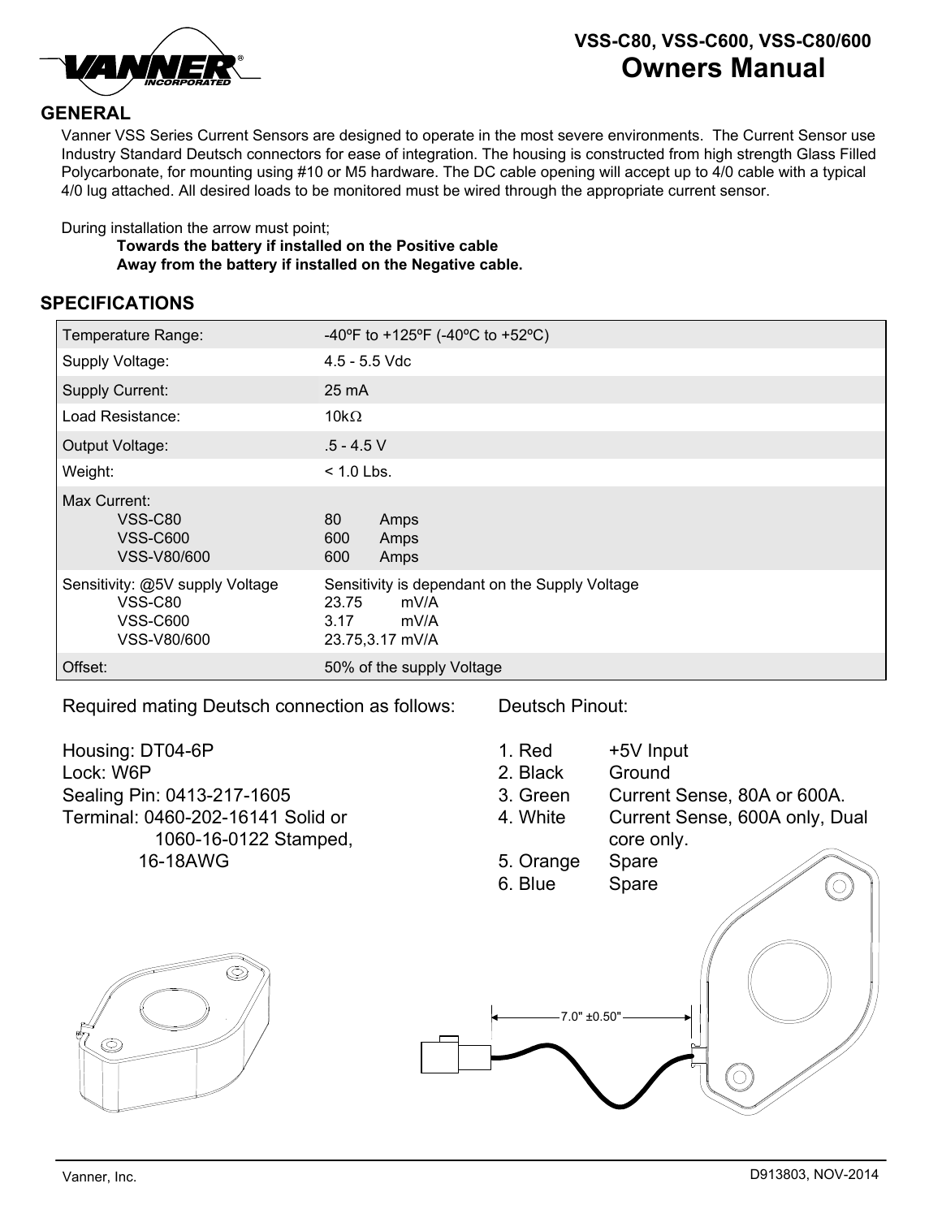# VSS-C80, VSS-C600, VSS-C80/600
# Owners Manual

## GENERAL

Vanner VSS Series Current Sensors are designed to operate in the most severe environments. The Current Sensor use Industry Standard Deutsch connectors for ease of integration. The housing is constructed from high strength Glass Filled Polycarbonate, for mounting using #10 or M5 hardware. The DC cable opening will accept up to 4/0 cable with a typical 4/0 lug attached. All desired loads to be monitored must be wired through the appropriate current sensor.

During installation the arrow must point;

**Towards the battery if installed on the Positive cable**
**Away from the battery if installed on the Negative cable.**

## SPECIFICATIONS

| | |
|---|---|
| Temperature Range: | -40ºF to +125ºF (-40ºC to +52ºC) |
| Supply Voltage: | 4.5 - 5.5 Vdc |
| Supply Current: | 25 mA |
| Load Resistance: | 10kΩ |
| Output Voltage: | .5 - 4.5 V |
| Weight: | < 1.0 Lbs. |
| Max Current:<br>VSS-C80<br>VSS-C600<br>VSS-V80/600 | <br>80 Amps<br>600 Amps<br>600 Amps |
| Sensitivity: @5V supply Voltage<br>VSS-C80<br>VSS-C600<br>VSS-V80/600 | Sensitivity is dependant on the Supply Voltage<br>23.75 mV/A<br>3.17 mV/A<br>23.75,3.17 mV/A |
| Offset: | 50% of the supply Voltage |

Required mating Deutsch connection as follows:

Housing: DT04-6P
Lock: W6P
Sealing Pin: 0413-217-1605
Terminal: 0460-202-16141 Solid or
1060-16-0122 Stamped,
16-18AWG

Deutsch Pinout:

1. Red — +5V Input
2. Black — Ground
3. Green — Current Sense, 80A or 600A.
4. White — Current Sense, 600A only, Dual core only.
5. Orange — Spare
6. Blue — Spare

7.0" ±0.50"

Vanner, Inc. D913803, NOV-2014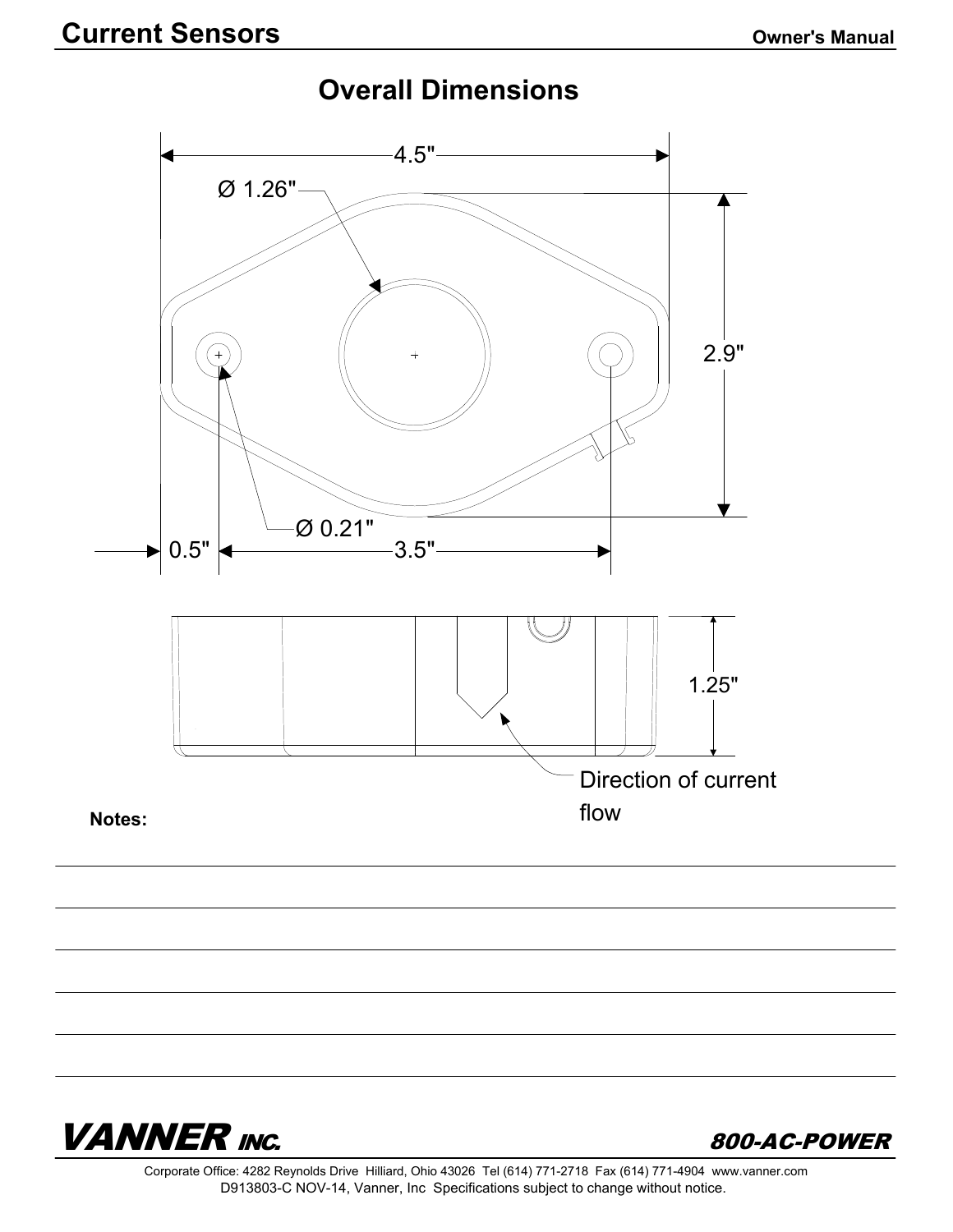## Overall Dimensions

4.5"

Ø 1.26"

2.9"

Ø 0.21"

0.5"

3.5"

1.25"

Direction of current flow

**Notes:**

VANNER INC.

800-AC-POWER

Corporate Office: 4282 Reynolds Drive Hilliard, Ohio 43026 Tel (614) 771-2718 Fax (614) 771-4904 www.vanner.com
D913803-C NOV-14, Vanner, Inc Specifications subject to change without notice.